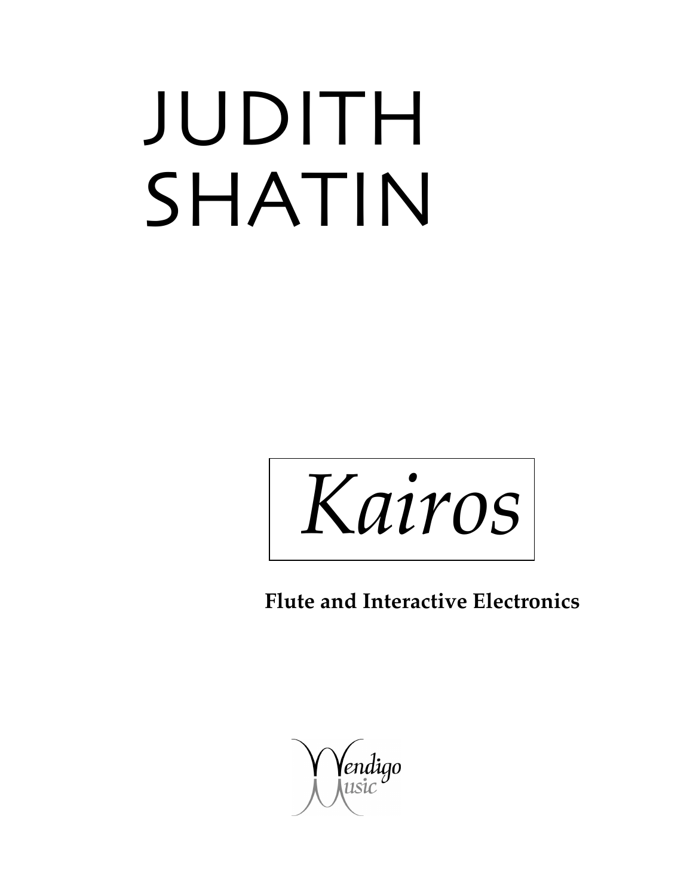# JUDITH SHATIN

## *Kairos*

**Flute and Interactive Electronics**

Wendigo Music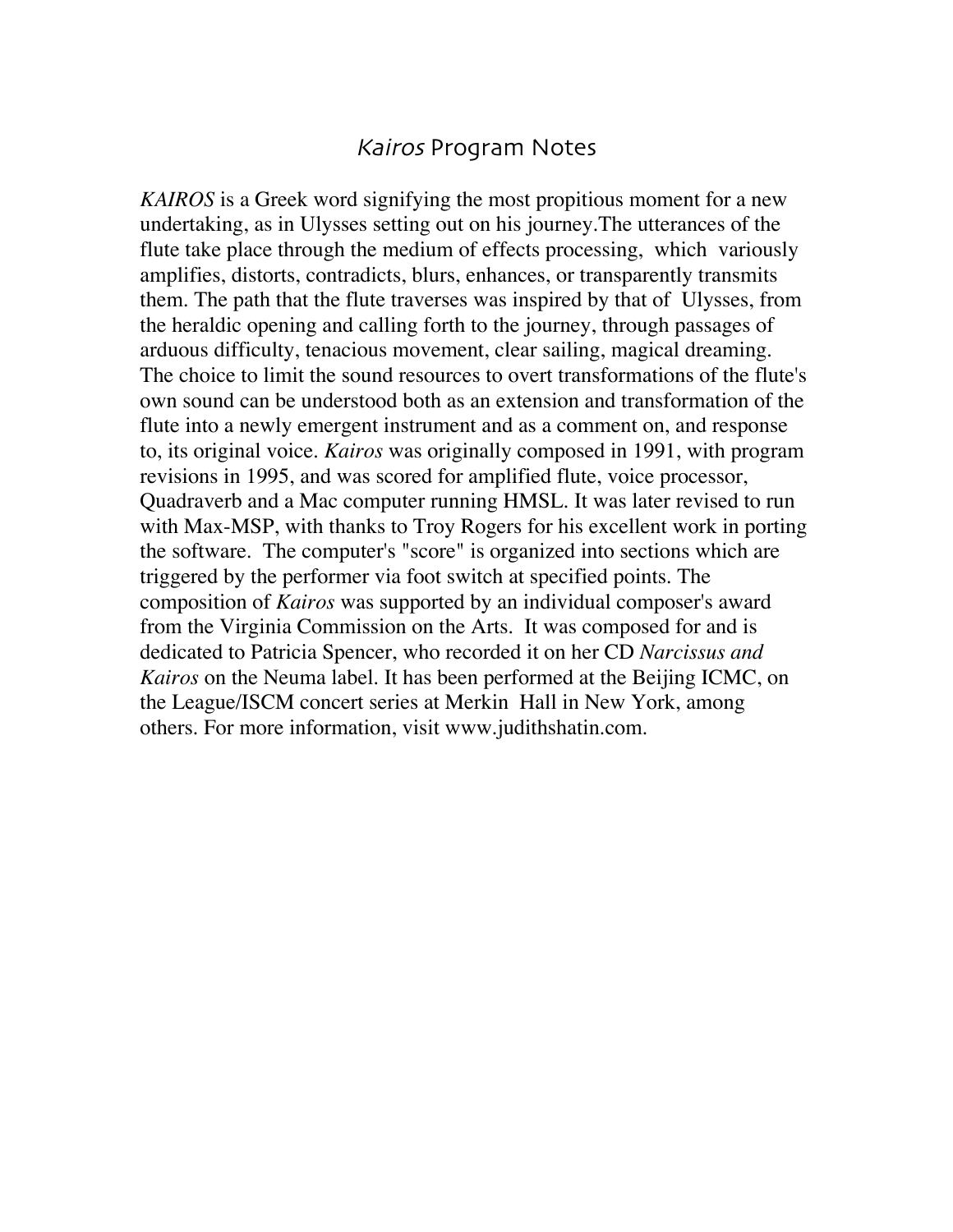# *Kairos* Program Notes

*KAIROS* is a Greek word signifying the most propitious moment for a new undertaking, as in Ulysses setting out on his journey.The utterances of the flute take place through the medium of effects processing, which variously amplifies, distorts, contradicts, blurs, enhances, or transparently transmits them. The path that the flute traverses was inspired by that of Ulysses, from the heraldic opening and calling forth to the journey, through passages of arduous difficulty, tenacious movement, clear sailing, magical dreaming. The choice to limit the sound resources to overt transformations of the flute's own sound can be understood both as an extension and transformation of the flute into a newly emergent instrument and as a comment on, and response to, its original voice. *Kairos* was originally composed in 1991, with program revisions in 1995, and was scored for amplified flute, voice processor, Quadraverb and a Mac computer running HMSL. It was later revised to run with Max-MSP, with thanks to Troy Rogers for his excellent work in porting the software. The computer's "score" is organized into sections which are triggered by the performer via foot switch at specified points. The composition of *Kairos* was supported by an individual composer's award from the Virginia Commission on the Arts. It was composed for and is dedicated to Patricia Spencer, who recorded it on her CD *Narcissus and Kairos* on the Neuma label. It has been performed at the Beijing ICMC, on the League/ISCM concert series at Merkin Hall in New York, among others. For more information, visit www.judithshatin.com.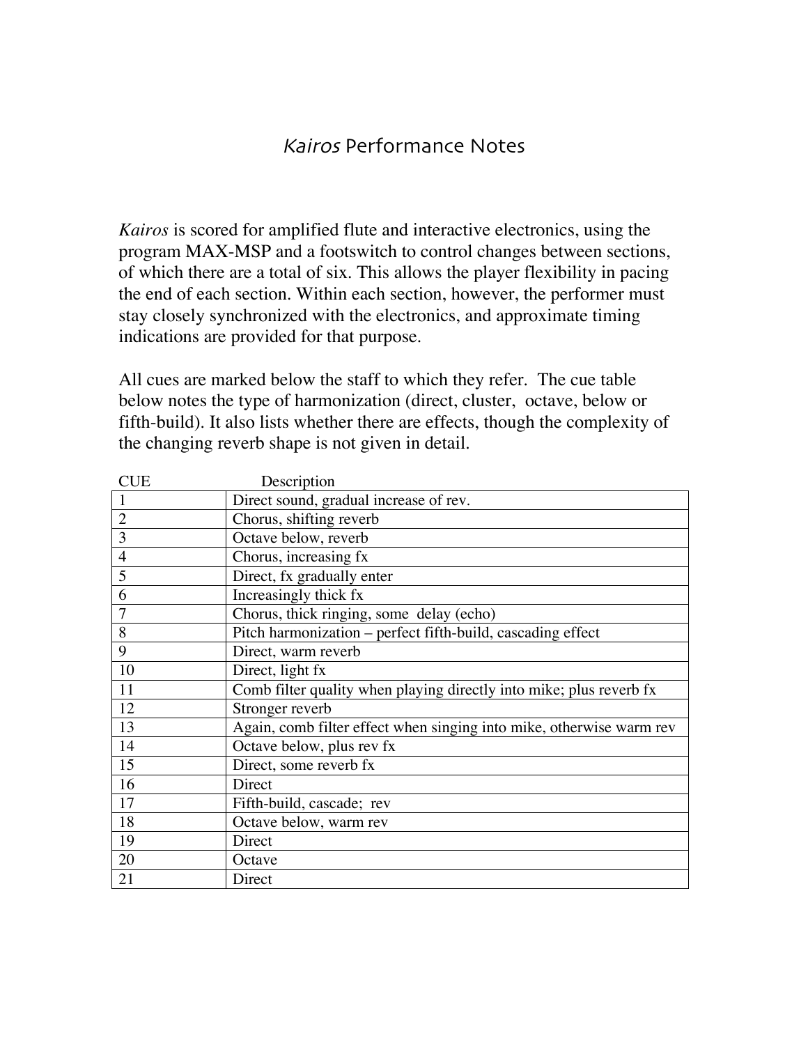# *Kairos* Performance Notes

*Kairos* is scored for amplified flute and interactive electronics, using the program MAX-MSP and a footswitch to control changes between sections, of which there are a total of six. This allows the player flexibility in pacing the end of each section. Within each section, however, the performer must stay closely synchronized with the electronics, and approximate timing indications are provided for that purpose.

All cues are marked below the staff to which they refer. The cue table below notes the type of harmonization (direct, cluster, octave, below or fifth-build). It also lists whether there are effects, though the complexity of the changing reverb shape is not given in detail.

| CUE | Description |
|---|---|
| 1 | Direct sound, gradual increase of rev. |
| 2 | Chorus, shifting reverb |
| 3 | Octave below, reverb |
| 4 | Chorus, increasing fx |
| 5 | Direct, fx gradually enter |
| 6 | Increasingly thick fx |
| 7 | Chorus, thick ringing, some delay (echo) |
| 8 | Pitch harmonization – perfect fifth-build, cascading effect |
| 9 | Direct, warm reverb |
| 10 | Direct, light fx |
| 11 | Comb filter quality when playing directly into mike; plus reverb fx |
| 12 | Stronger reverb |
| 13 | Again, comb filter effect when singing into mike, otherwise warm rev |
| 14 | Octave below, plus rev fx |
| 15 | Direct, some reverb fx |
| 16 | Direct |
| 17 | Fifth-build, cascade; rev |
| 18 | Octave below, warm rev |
| 19 | Direct |
| 20 | Octave |
| 21 | Direct |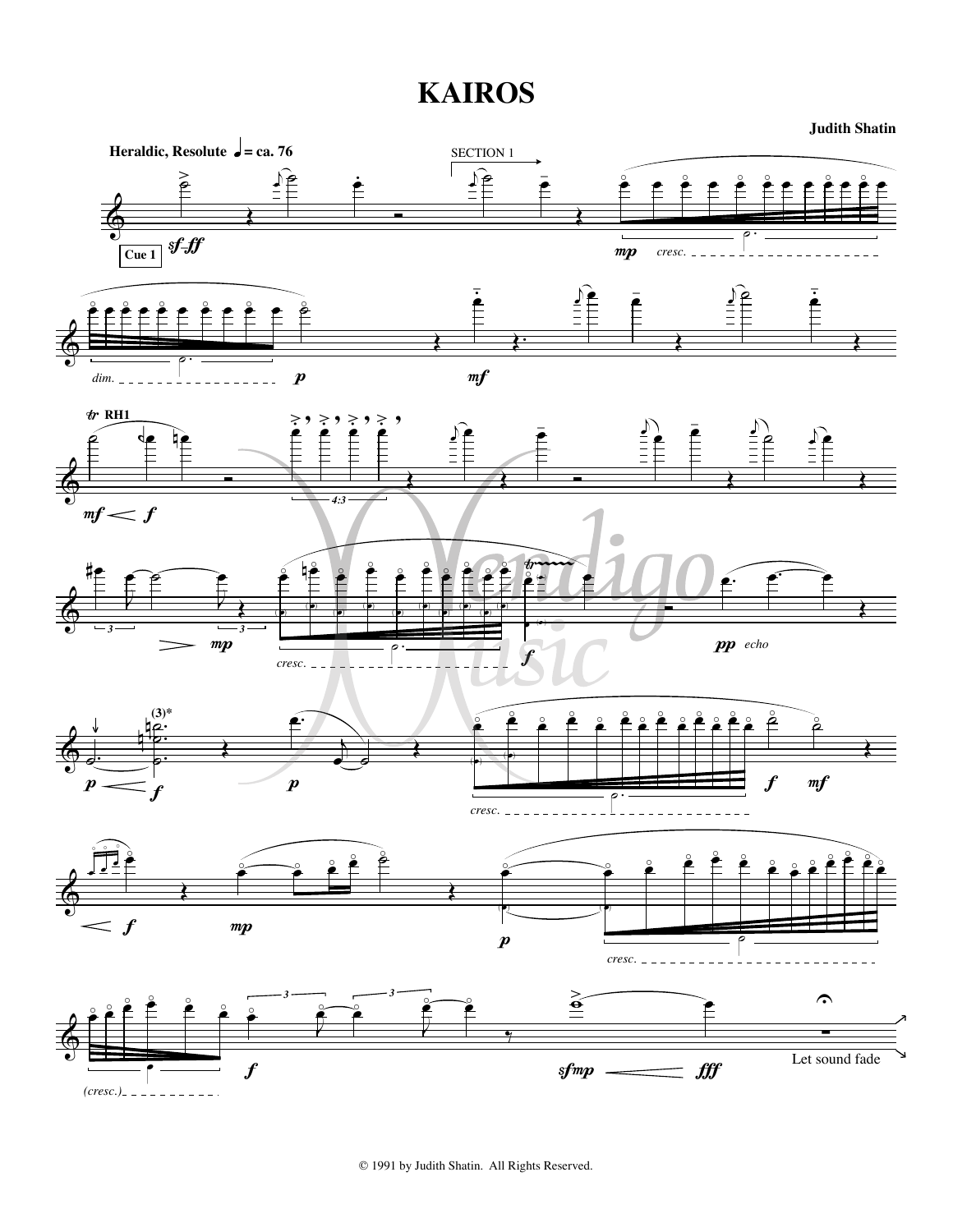# KAIROS

**Judith Shatin**

© 1991 by Judith Shatin. All Rights Reserved.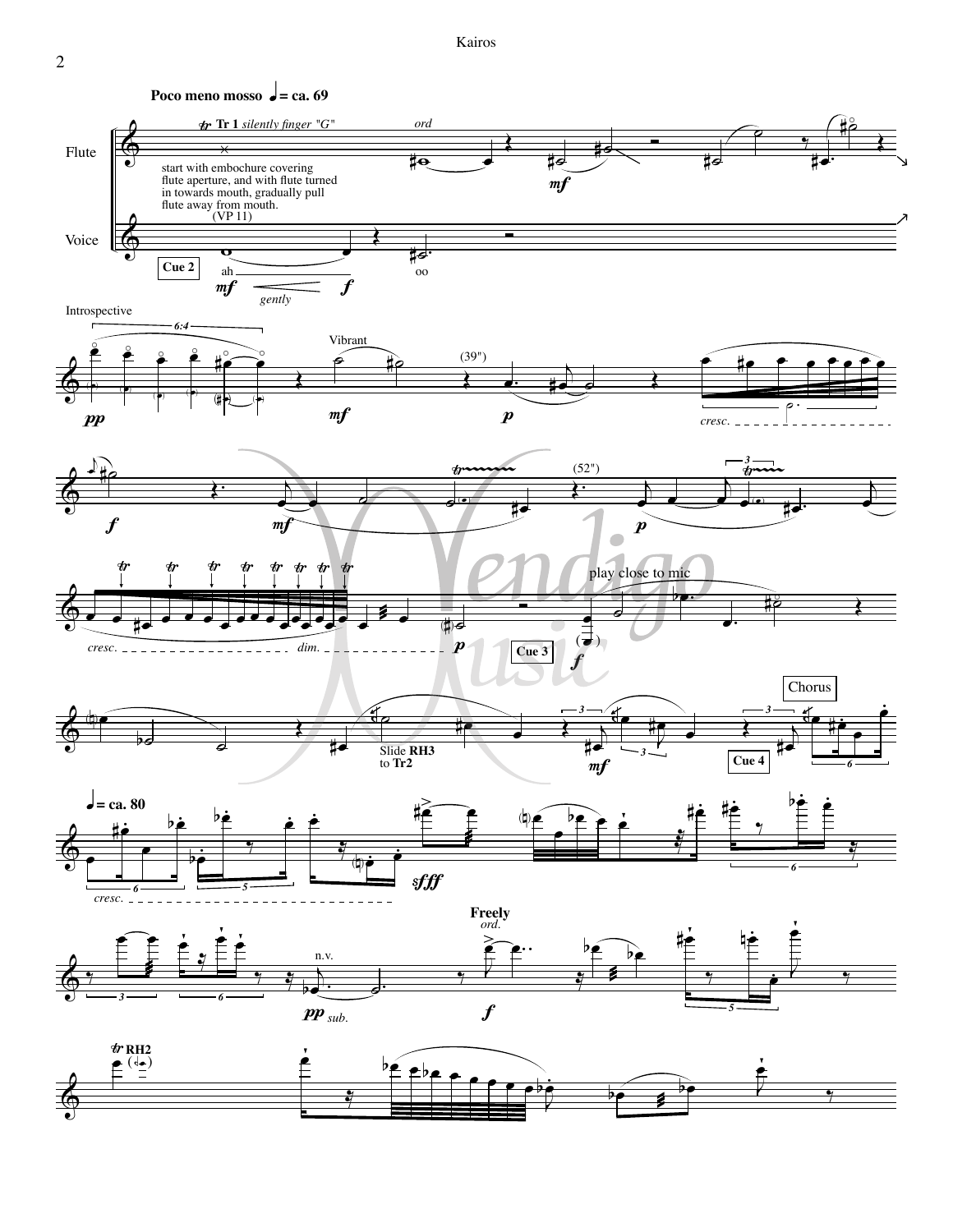**Poco meno mosso** ♩= ca. 69

Flute

Voice

*tr* **Tr 1** *silently finger "G"*

start with embochure covering flute aperture, and with flute turned in towards mouth, gradually pull flute away from mouth.

(VP 11)

*ord*

Cue 2

ah

*mf* *gently* *f*

oo

*mf*

Introspective

6:4

*pp*

Vibrant

*mf*

(39")

*p*

*cresc.*

*f*

*mf*

(52")

*p*

*cresc.* *dim.*

*p*

Cue 3

play close to mic

*f*

Slide **RH3** to **Tr2**

*mf*

Cue 4

Chorus

♩= ca. 80

*cresc.*

*sfff*

n.v.

*pp sub.*

**Freely**

*ord.*

*f*

*tr* **RH2**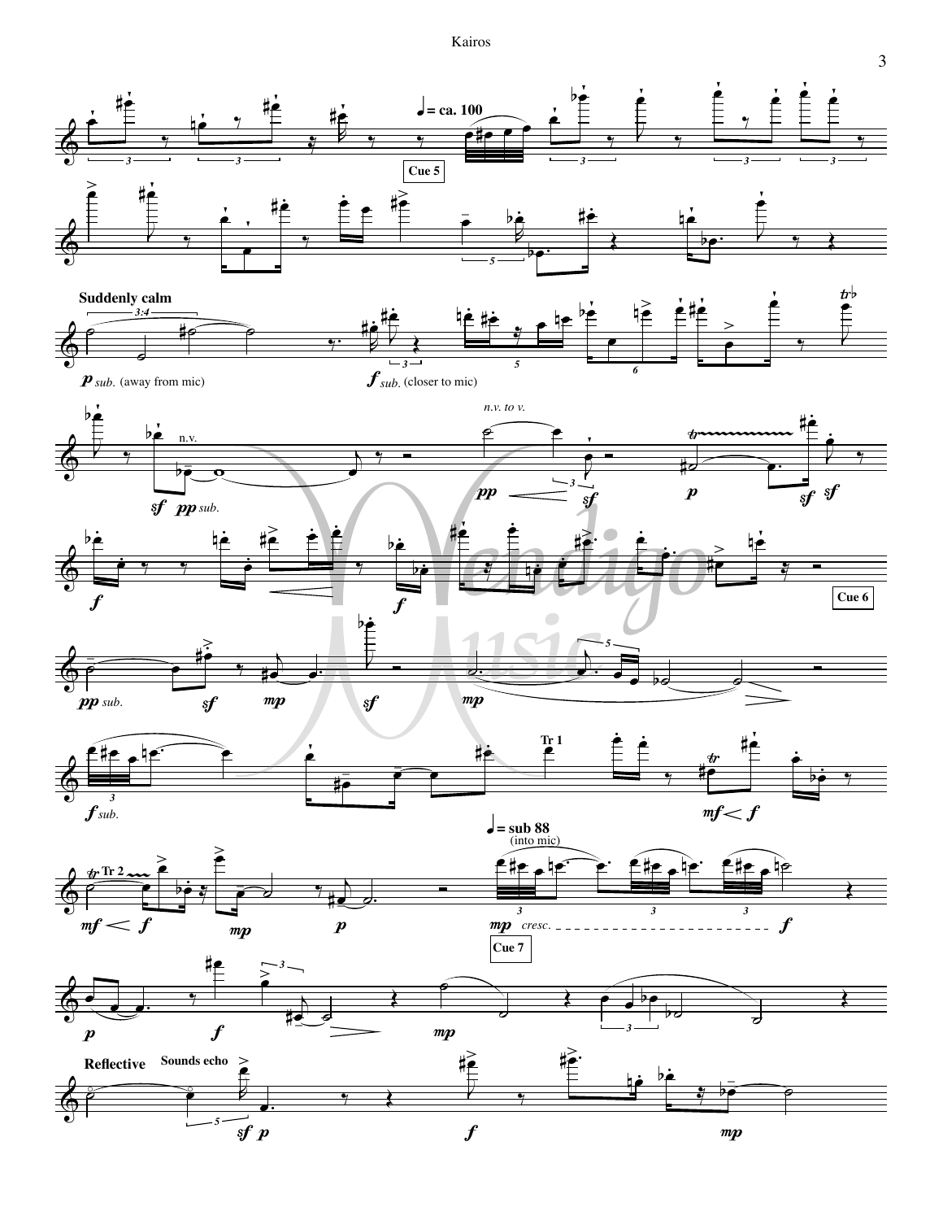♩ = ca. 100

Cue 5

**Suddenly calm**

*p sub.* (away from mic)

*f sub.* (closer to mic)

n.v.

*sf* *pp sub.*

*n.v. to v.*

*pp* *sf* *p* *sf* *sf*

*f* *f*

Cue 6

*pp sub.* *sf* *mp* *sf* *mp*

*f sub.*

Tr 1

*mf* < *f*

Tr 2

*mf* < *f* *mp* *p*

♩ = sub 88

(into mic)

*mp* *cresc.* *f*

Cue 7

*p* *f* *mp*

**Reflective**

**Sounds echo**

*sf* *p* *f* *mp*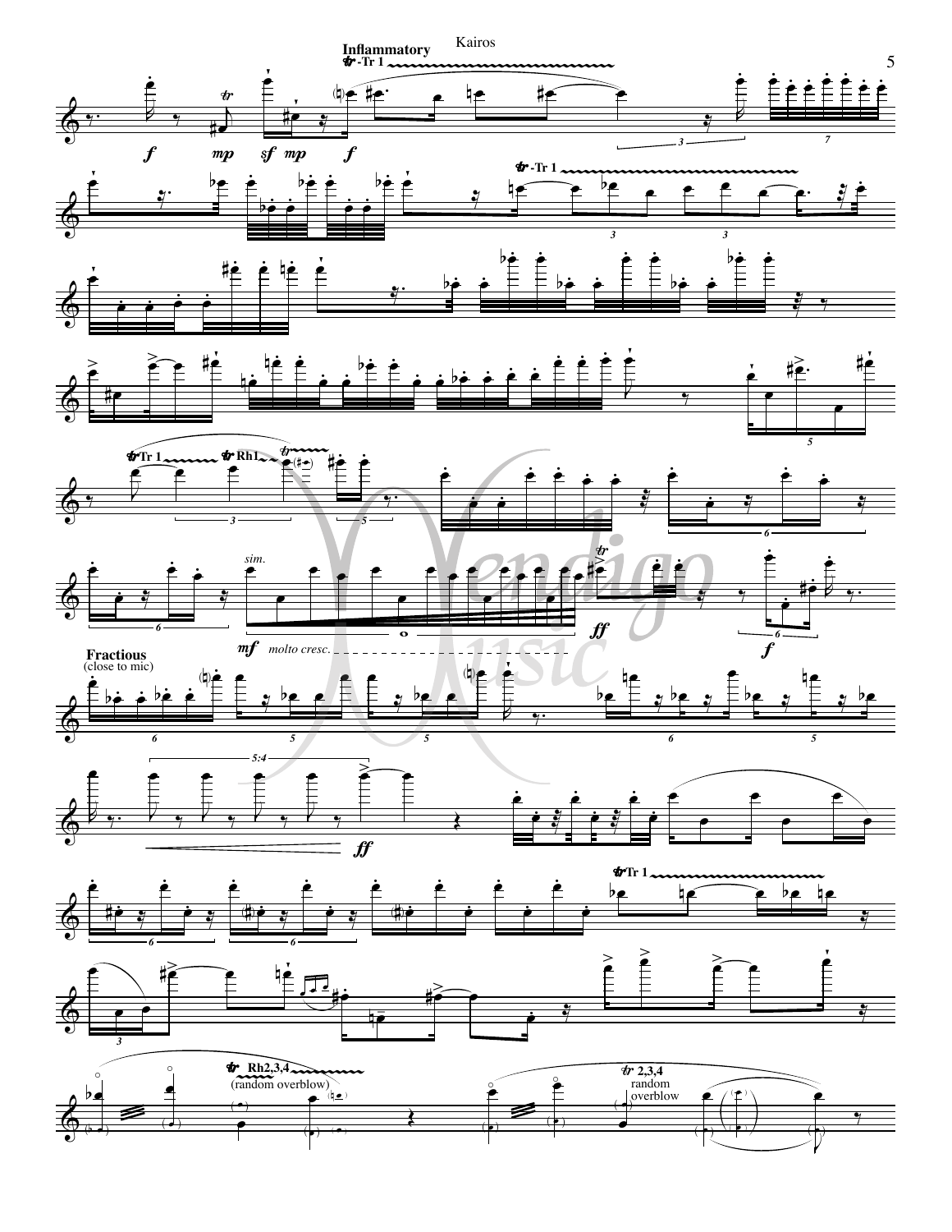**Inflammatory**

*sim.*

*molto cresc.*

**Fractious**
(close to mic)

(random overblow)

random overblow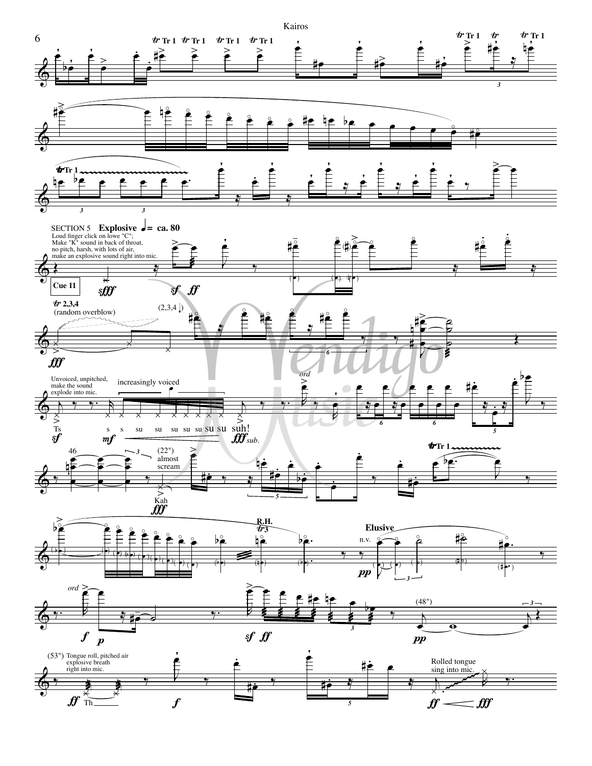SECTION 5 **Explosive** ♩= ca. 80

Loud finger click on lowe "C"; Make "K" sound in back of throat, no pitch, harsh, with lots of air, make an explosive sound right into mic.

Cue 11

Unvoiced, unpitched, make the sound explode into mic.

increasingly voiced

(22") almost scream

**Elusive**

(48")

(53") Tongue roll, pitched air explosive breath right into mic.

Rolled tongue sing into mic.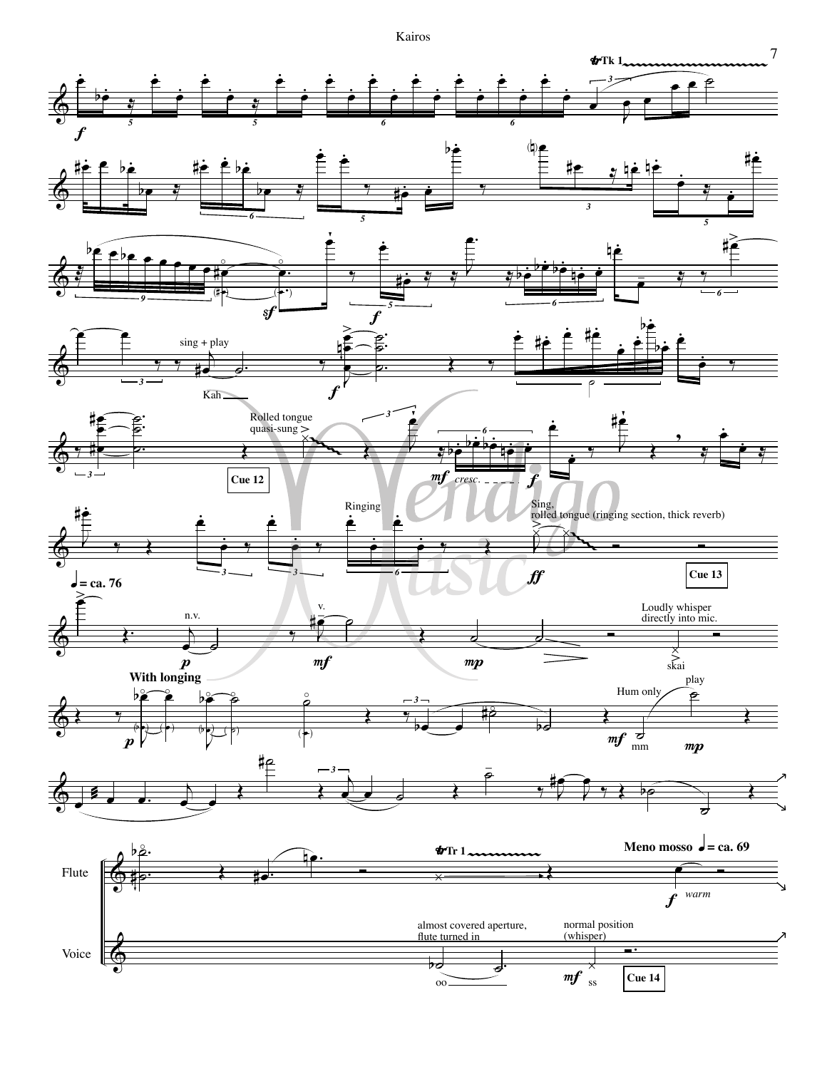Tk 1

sing + play

Kah

Rolled tongue
quasi-sung

Cue 12

*mf* *cresc.* *f*

Ringing

Sing,
rolled tongue (ringing section, thick reverb)

*ff*

Cue 13

♩= ca. 76

n.v.

*p*

v.

*mf*

*mp*

Loudly whisper
directly into mic.

skai

**With longing**

*p*

Hum only

play

*mf* mm *mp*

Flute

Voice

Tr 1

**Meno mosso** ♩= ca. 69

*f* *warm*

almost covered aperture,
flute turned in

oo

normal position
(whisper)

*mf* ss

Cue 14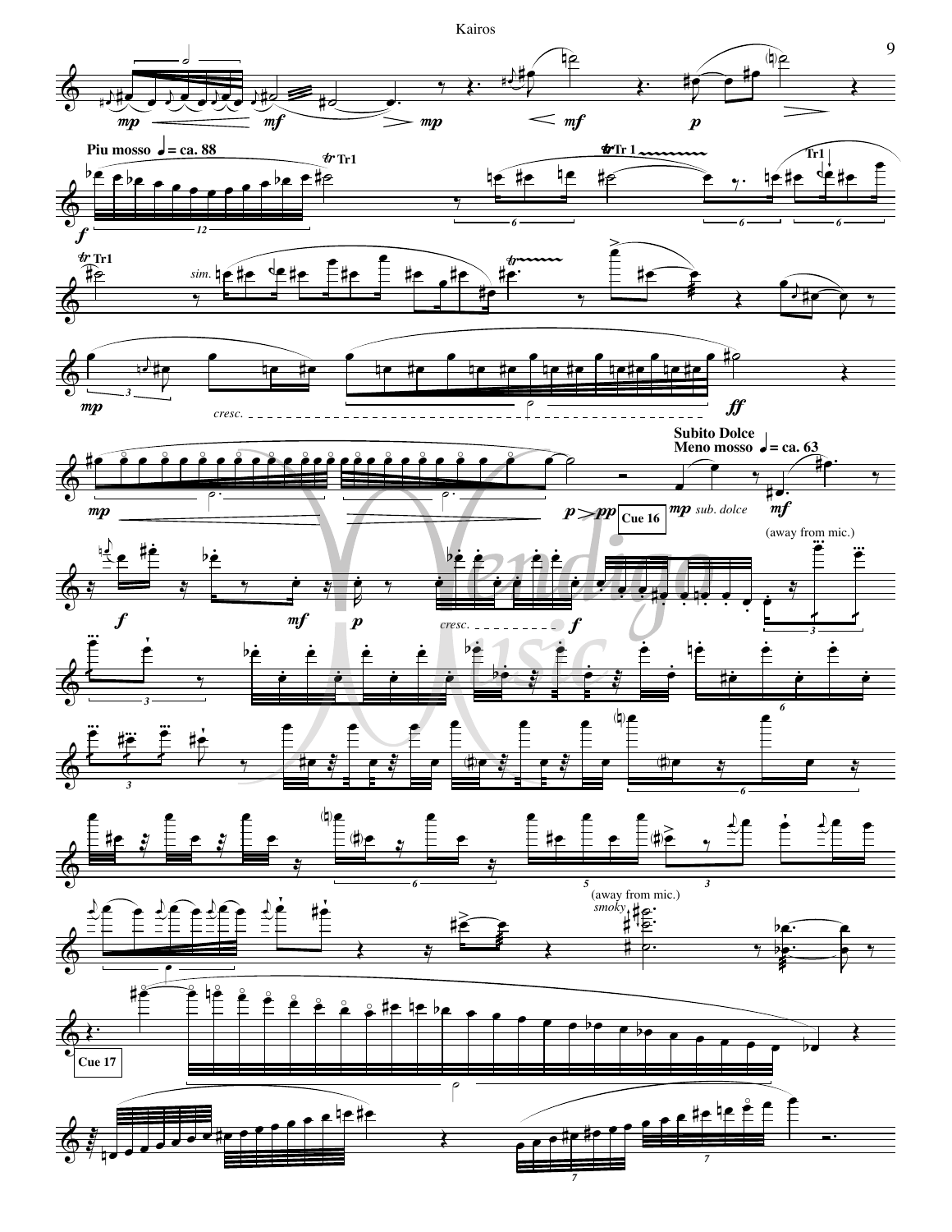Piu mosso ♩= ca. 88

*sim.*

*cresc.*

Subito Dolce
Meno mosso ♩= ca. 63

*sub. dolce*

Cue 16

(away from mic.)

*cresc.*

(away from mic.)
*smoky*

Cue 17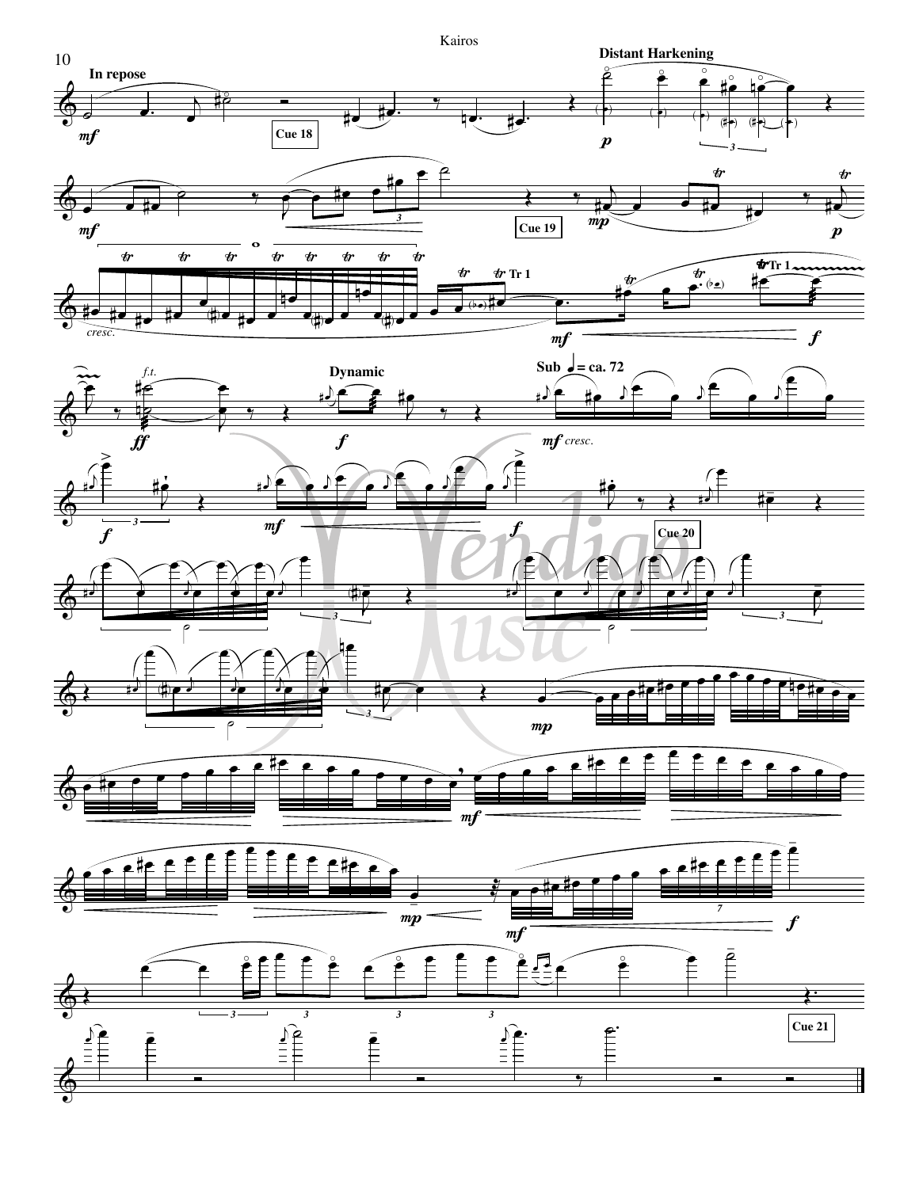In repose

Cue 18

Distant Harkening

Cue 19

Tr 1

Tr 1

f.t.

Dynamic

Sub ♩= ca. 72

Cue 20

Cue 21